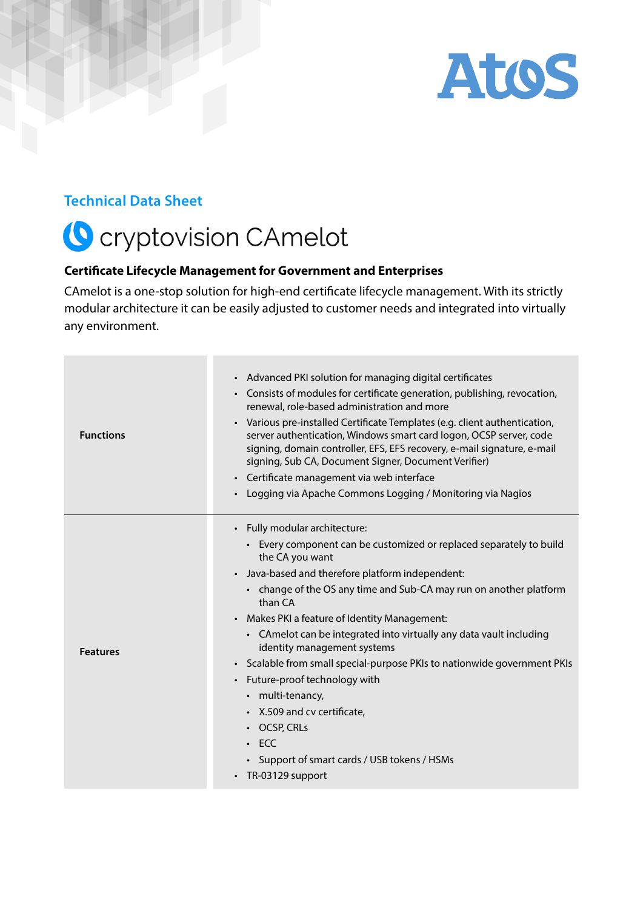Atos

## Technical Data Sheet

# cryptovision CAmelot

### Certificate Lifecycle Management for Government and Enterprises

CAmelot is a one-stop solution for high-end certificate lifecycle management. With its strictly modular architecture it can be easily adjusted to customer needs and integrated into virtually any environment.

| | |
|---|---|
| **Functions** | • Advanced PKI solution for managing digital certificates<br>• Consists of modules for certificate generation, publishing, revocation, renewal, role-based administration and more<br>• Various pre-installed Certificate Templates (e.g. client authentication, server authentication, Windows smart card logon, OCSP server, code signing, domain controller, EFS, EFS recovery, e-mail signature, e-mail signing, Sub CA, Document Signer, Document Verifier)<br>• Certificate management via web interface<br>• Logging via Apache Commons Logging / Monitoring via Nagios |
| **Features** | • Fully modular architecture:<br>  • Every component can be customized or replaced separately to build the CA you want<br>• Java-based and therefore platform independent:<br>  • change of the OS any time and Sub-CA may run on another platform than CA<br>• Makes PKI a feature of Identity Management:<br>  • CAmelot can be integrated into virtually any data vault including identity management systems<br>• Scalable from small special-purpose PKIs to nationwide government PKIs<br>• Future-proof technology with<br>  • multi-tenancy,<br>  • X.509 and cv certificate,<br>  • OCSP, CRLs<br>  • ECC<br>  • Support of smart cards / USB tokens / HSMs<br>• TR-03129 support |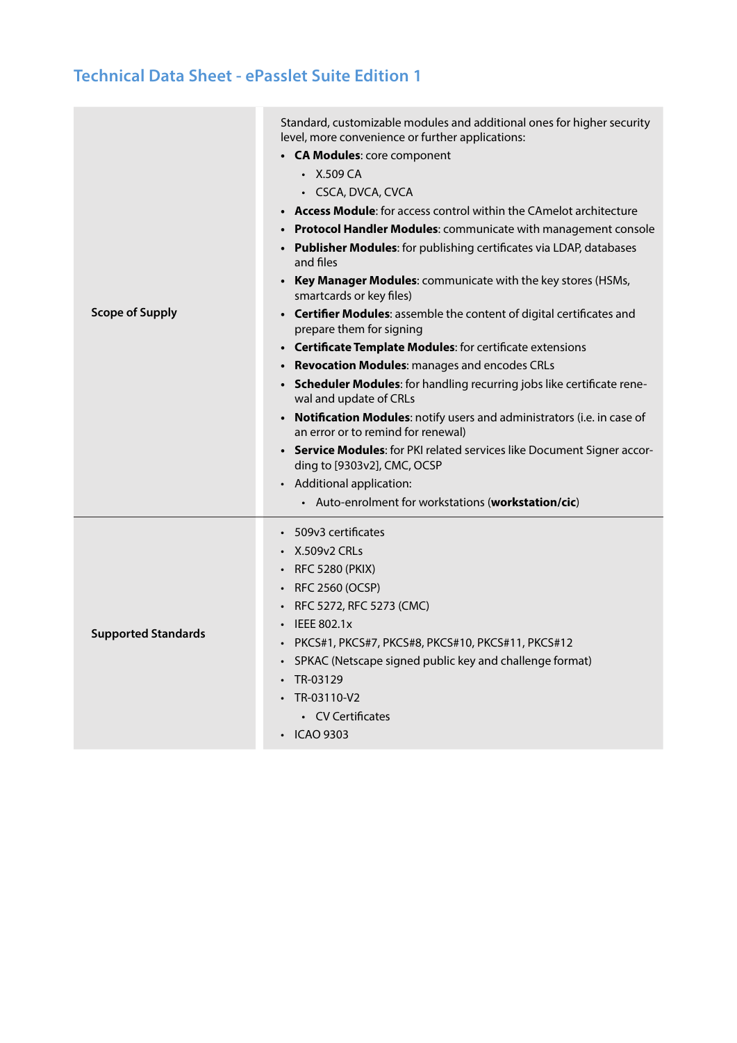## Technical Data Sheet - ePasslet Suite Edition 1

| | |
|---|---|
| **Scope of Supply** | Standard, customizable modules and additional ones for higher security level, more convenience or further applications:<br>• **CA Modules**: core component<br>&nbsp;&nbsp;&nbsp;&nbsp;◦ X.509 CA<br>&nbsp;&nbsp;&nbsp;&nbsp;◦ CSCA, DVCA, CVCA<br>• **Access Module**: for access control within the CAmelot architecture<br>• **Protocol Handler Modules**: communicate with management console<br>• **Publisher Modules**: for publishing certificates via LDAP, databases and files<br>• **Key Manager Modules**: communicate with the key stores (HSMs, smartcards or key files)<br>• **Certifier Modules**: assemble the content of digital certificates and prepare them for signing<br>• **Certificate Template Modules**: for certificate extensions<br>• **Revocation Modules**: manages and encodes CRLs<br>• **Scheduler Modules**: for handling recurring jobs like certificate renewal and update of CRLs<br>• **Notification Modules**: notify users and administrators (i.e. in case of an error or to remind for renewal)<br>• **Service Modules**: for PKI related services like Document Signer according to [9303v2], CMC, OCSP<br>• Additional application:<br>&nbsp;&nbsp;&nbsp;&nbsp;◦ Auto-enrolment for workstations (**workstation/cic**) |
| **Supported Standards** | • 509v3 certificates<br>• X.509v2 CRLs<br>• RFC 5280 (PKIX)<br>• RFC 2560 (OCSP)<br>• RFC 5272, RFC 5273 (CMC)<br>• IEEE 802.1x<br>• PKCS#1, PKCS#7, PKCS#8, PKCS#10, PKCS#11, PKCS#12<br>• SPKAC (Netscape signed public key and challenge format)<br>• TR-03129<br>• TR-03110-V2<br>&nbsp;&nbsp;&nbsp;&nbsp;◦ CV Certificates<br>• ICAO 9303 |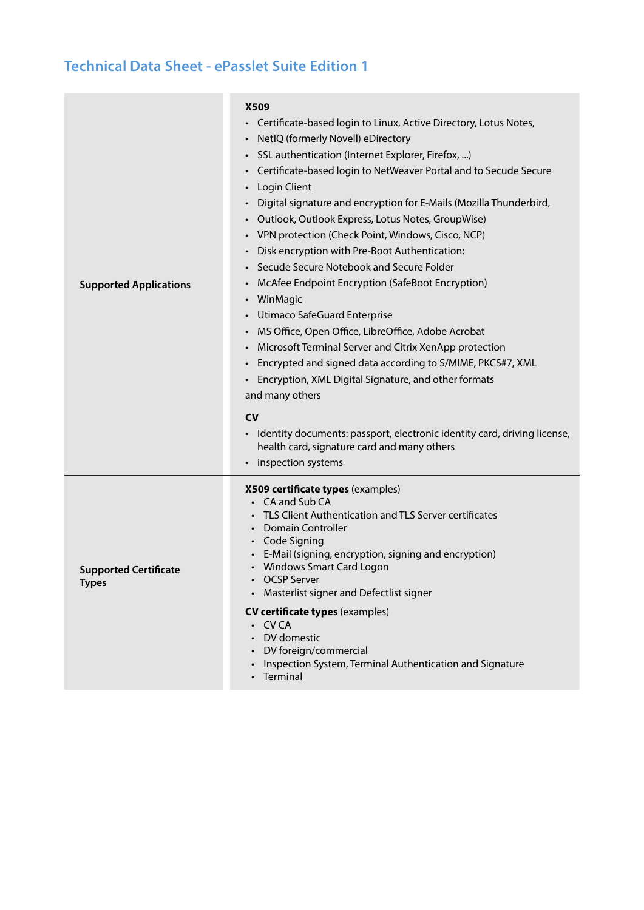## Technical Data Sheet - ePasslet Suite Edition 1

| | |
|---|---|
| **Supported Applications** | **X509**<br>• Certificate-based login to Linux, Active Directory, Lotus Notes,<br>• NetIQ (formerly Novell) eDirectory<br>• SSL authentication (Internet Explorer, Firefox, ...)<br>• Certificate-based login to NetWeaver Portal and to Secude Secure<br>• Login Client<br>• Digital signature and encryption for E-Mails (Mozilla Thunderbird,<br>• Outlook, Outlook Express, Lotus Notes, GroupWise)<br>• VPN protection (Check Point, Windows, Cisco, NCP)<br>• Disk encryption with Pre-Boot Authentication:<br>• Secude Secure Notebook and Secure Folder<br>• McAfee Endpoint Encryption (SafeBoot Encryption)<br>• WinMagic<br>• Utimaco SafeGuard Enterprise<br>• MS Office, Open Office, LibreOffice, Adobe Acrobat<br>• Microsoft Terminal Server and Citrix XenApp protection<br>• Encrypted and signed data according to S/MIME, PKCS#7, XML<br>• Encryption, XML Digital Signature, and other formats<br>and many others<br><br>**CV**<br>• Identity documents: passport, electronic identity card, driving license, health card, signature card and many others<br>• inspection systems |
| **Supported Certificate Types** | **X509 certificate types** (examples)<br>• CA and Sub CA<br>• TLS Client Authentication and TLS Server certificates<br>• Domain Controller<br>• Code Signing<br>• E-Mail (signing, encryption, signing and encryption)<br>• Windows Smart Card Logon<br>• OCSP Server<br>• Masterlist signer and Defectlist signer<br><br>**CV certificate types** (examples)<br>• CV CA<br>• DV domestic<br>• DV foreign/commercial<br>• Inspection System, Terminal Authentication and Signature<br>• Terminal |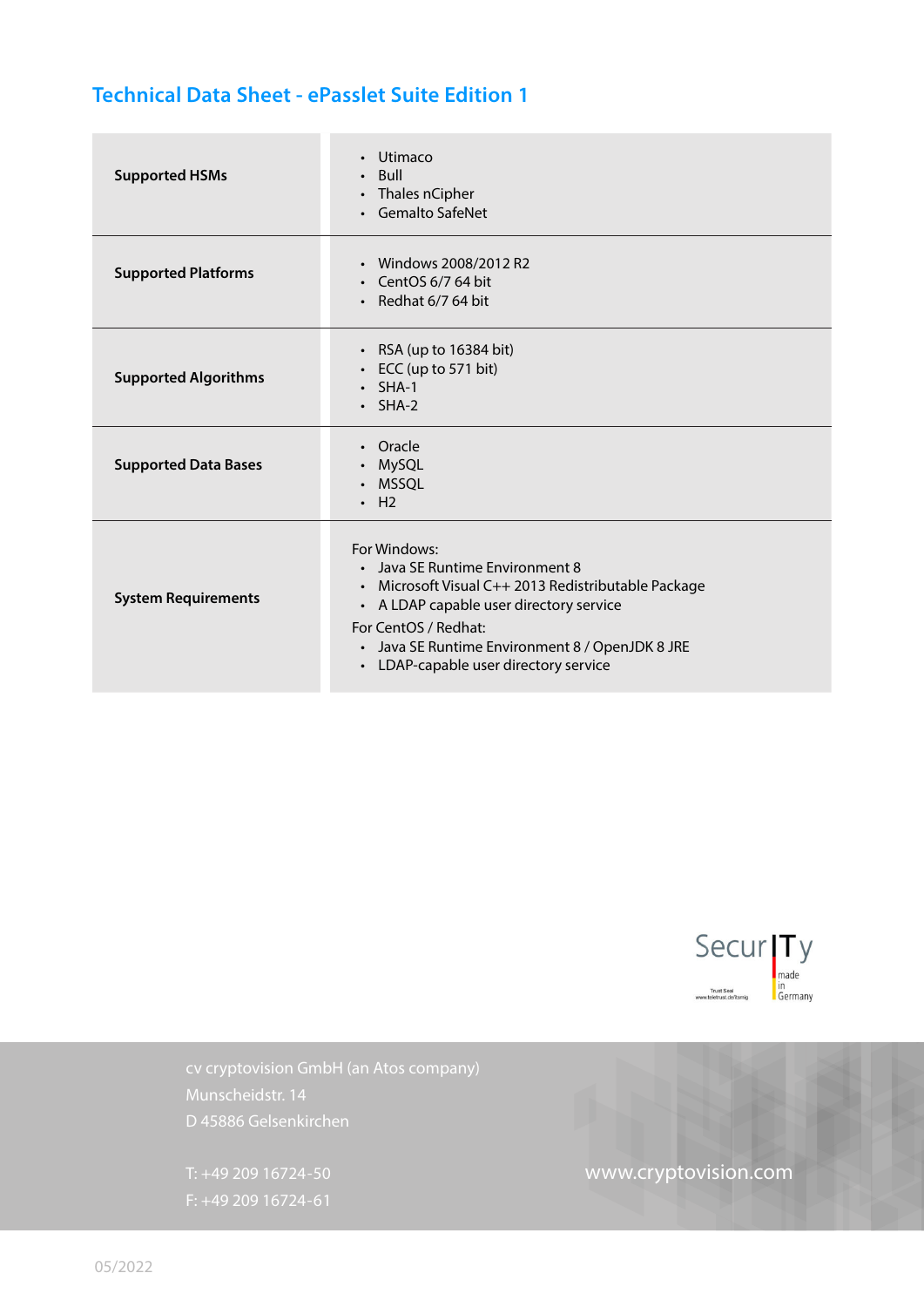## Technical Data Sheet - ePasslet Suite Edition 1

| | |
|---|---|
| **Supported HSMs** | • Utimaco<br>• Bull<br>• Thales nCipher<br>• Gemalto SafeNet |
| **Supported Platforms** | • Windows 2008/2012 R2<br>• CentOS 6/7 64 bit<br>• Redhat 6/7 64 bit |
| **Supported Algorithms** | • RSA (up to 16384 bit)<br>• ECC (up to 571 bit)<br>• SHA-1<br>• SHA-2 |
| **Supported Data Bases** | • Oracle<br>• MySQL<br>• MSSQL<br>• H2 |
| **System Requirements** | For Windows:<br>• Java SE Runtime Environment 8<br>• Microsoft Visual C++ 2013 Redistributable Package<br>• A LDAP capable user directory service<br>For CentOS / Redhat:<br>• Java SE Runtime Environment 8 / OpenJDK 8 JRE<br>• LDAP-capable user directory service |

SecurITy made in Germany

cv cryptovision GmbH (an Atos company)
Munscheidstr. 14
D 45886 Gelsenkirchen

T: +49 209 16724-50
F: +49 209 16724-61

www.cryptovision.com

05/2022